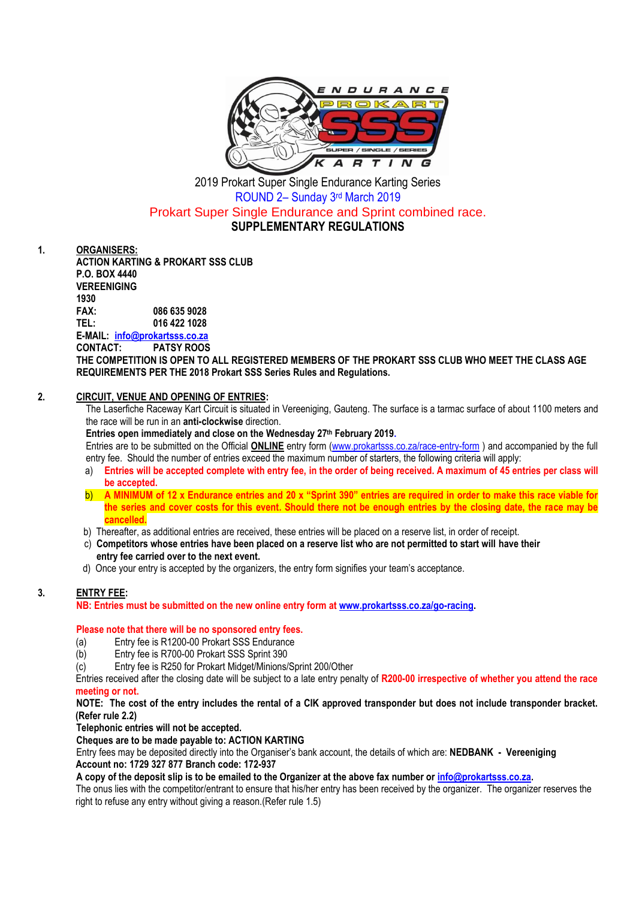2019 Prokart Super Single Endurance Karting Series

ROUND 2– Sunday 3rd March 2019

Prokart Super Single Endurance and Sprint combined race.

**SUPPLEMENTARY REGULATIONS**

## 1. ORGANISERS:

**ACTION KARTING & PROKART SSS CLUB**
**P.O. BOX 4440**
**VEREENIGING**
**1930**
**FAX: 086 635 9028**
**TEL: 016 422 1028**
**E-MAIL: info@prokartsss.co.za**
**CONTACT: PATSY ROOS**

**THE COMPETITION IS OPEN TO ALL REGISTERED MEMBERS OF THE PROKART SSS CLUB WHO MEET THE CLASS AGE REQUIREMENTS PER THE 2018 Prokart SSS Series Rules and Regulations.**

## 2. CIRCUIT, VENUE AND OPENING OF ENTRIES:

The Laserfiche Raceway Kart Circuit is situated in Vereeniging, Gauteng. The surface is a tarmac surface of about 1100 meters and the race will be run in an **anti-clockwise** direction.

**Entries open immediately and close on the Wednesday 27th February 2019.**

Entries are to be submitted on the Official **ONLINE** entry form (www.prokartsss.co.za/race-entry-form ) and accompanied by the full entry fee. Should the number of entries exceed the maximum number of starters, the following criteria will apply:

a) **Entries will be accepted complete with entry fee, in the order of being received. A maximum of 45 entries per class will be accepted.**
b) **A MINIMUM of 12 x Endurance entries and 20 x "Sprint 390" entries are required in order to make this race viable for the series and cover costs for this event. Should there not be enough entries by the closing date, the race may be cancelled.**
b) Thereafter, as additional entries are received, these entries will be placed on a reserve list, in order of receipt.
c) **Competitors whose entries have been placed on a reserve list who are not permitted to start will have their entry fee carried over to the next event.**
d) Once your entry is accepted by the organizers, the entry form signifies your team's acceptance.

## 3. ENTRY FEE:

**NB: Entries must be submitted on the new online entry form at www.prokartsss.co.za/go-racing.**

**Please note that there will be no sponsored entry fees.**

(a) Entry fee is R1200-00 Prokart SSS Endurance
(b) Entry fee is R700-00 Prokart SSS Sprint 390
(c) Entry fee is R250 for Prokart Midget/Minions/Sprint 200/Other

Entries received after the closing date will be subject to a late entry penalty of **R200-00 irrespective of whether you attend the race meeting or not.**

**NOTE: The cost of the entry includes the rental of a CIK approved transponder but does not include transponder bracket. (Refer rule 2.2)**

**Telephonic entries will not be accepted.**

**Cheques are to be made payable to: ACTION KARTING**

Entry fees may be deposited directly into the Organiser's bank account, the details of which are: **NEDBANK - Vereeniging**
**Account no: 1729 327 877 Branch code: 172-937**

**A copy of the deposit slip is to be emailed to the Organizer at the above fax number or info@prokartsss.co.za.**

The onus lies with the competitor/entrant to ensure that his/her entry has been received by the organizer. The organizer reserves the right to refuse any entry without giving a reason.(Refer rule 1.5)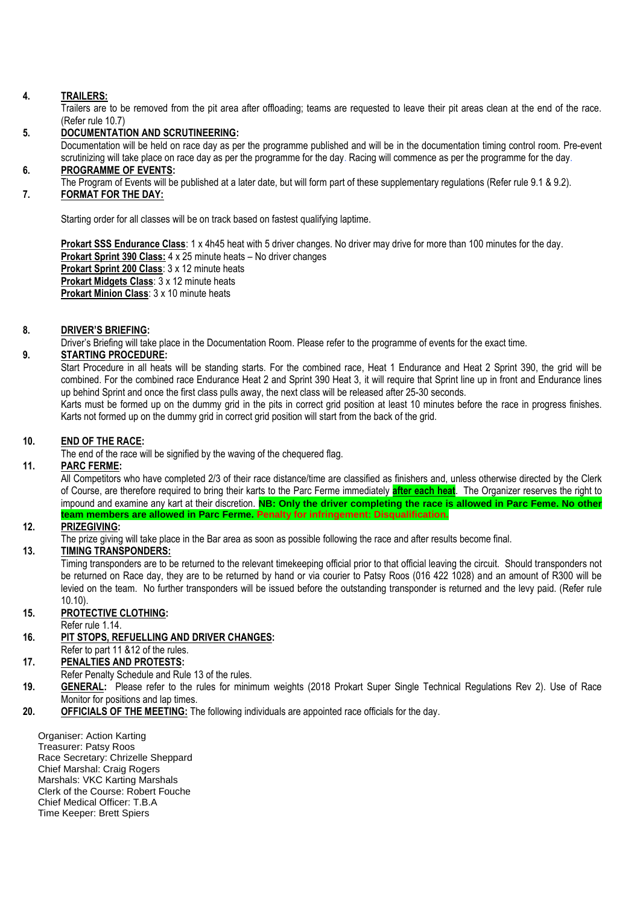**4. TRAILERS:**

Trailers are to be removed from the pit area after offloading; teams are requested to leave their pit areas clean at the end of the race. (Refer rule 10.7)

**5. DOCUMENTATION AND SCRUTINEERING:**

Documentation will be held on race day as per the programme published and will be in the documentation timing control room. Pre-event scrutinizing will take place on race day as per the programme for the day. Racing will commence as per the programme for the day.

**6. PROGRAMME OF EVENTS:**

The Program of Events will be published at a later date, but will form part of these supplementary regulations (Refer rule 9.1 & 9.2).

**7. FORMAT FOR THE DAY:**

Starting order for all classes will be on track based on fastest qualifying laptime.

**Prokart SSS Endurance Class**: 1 x 4h45 heat with 5 driver changes. No driver may drive for more than 100 minutes for the day.
**Prokart Sprint 390 Class:** 4 x 25 minute heats – No driver changes
**Prokart Sprint 200 Class**: 3 x 12 minute heats
**Prokart Midgets Class**: 3 x 12 minute heats
**Prokart Minion Class**: 3 x 10 minute heats

**8. DRIVER'S BRIEFING:**

Driver's Briefing will take place in the Documentation Room. Please refer to the programme of events for the exact time.

**9. STARTING PROCEDURE:**

Start Procedure in all heats will be standing starts. For the combined race, Heat 1 Endurance and Heat 2 Sprint 390, the grid will be combined. For the combined race Endurance Heat 2 and Sprint 390 Heat 3, it will require that Sprint line up in front and Endurance lines up behind Sprint and once the first class pulls away, the next class will be released after 25-30 seconds.

Karts must be formed up on the dummy grid in the pits in correct grid position at least 10 minutes before the race in progress finishes. Karts not formed up on the dummy grid in correct grid position will start from the back of the grid.

**10. END OF THE RACE:**

The end of the race will be signified by the waving of the chequered flag.

**11. PARC FERME:**

All Competitors who have completed 2/3 of their race distance/time are classified as finishers and, unless otherwise directed by the Clerk of Course, are therefore required to bring their karts to the Parc Ferme immediately **after each heat**. The Organizer reserves the right to impound and examine any kart at their discretion. **NB: Only the driver completing the race is allowed in Parc Feme. No other team members are allowed in Parc Ferme. Penalty for infringement: Disqualification.**

**12. PRIZEGIVING:**

The prize giving will take place in the Bar area as soon as possible following the race and after results become final.

**13. TIMING TRANSPONDERS:**

Timing transponders are to be returned to the relevant timekeeping official prior to that official leaving the circuit. Should transponders not be returned on Race day, they are to be returned by hand or via courier to Patsy Roos (016 422 1028) and an amount of R300 will be levied on the team. No further transponders will be issued before the outstanding transponder is returned and the levy paid. (Refer rule 10.10).

**15. PROTECTIVE CLOTHING:**

Refer rule 1.14.

**16. PIT STOPS, REFUELLING AND DRIVER CHANGES:**

Refer to part 11 &12 of the rules.

**17. PENALTIES AND PROTESTS:**

Refer Penalty Schedule and Rule 13 of the rules.

**19. GENERAL:** Please refer to the rules for minimum weights (2018 Prokart Super Single Technical Regulations Rev 2). Use of Race Monitor for positions and lap times.

**20. OFFICIALS OF THE MEETING:** The following individuals are appointed race officials for the day.

Organiser: Action Karting
Treasurer: Patsy Roos
Race Secretary: Chrizelle Sheppard
Chief Marshal: Craig Rogers
Marshals: VKC Karting Marshals
Clerk of the Course: Robert Fouche
Chief Medical Officer: T.B.A
Time Keeper: Brett Spiers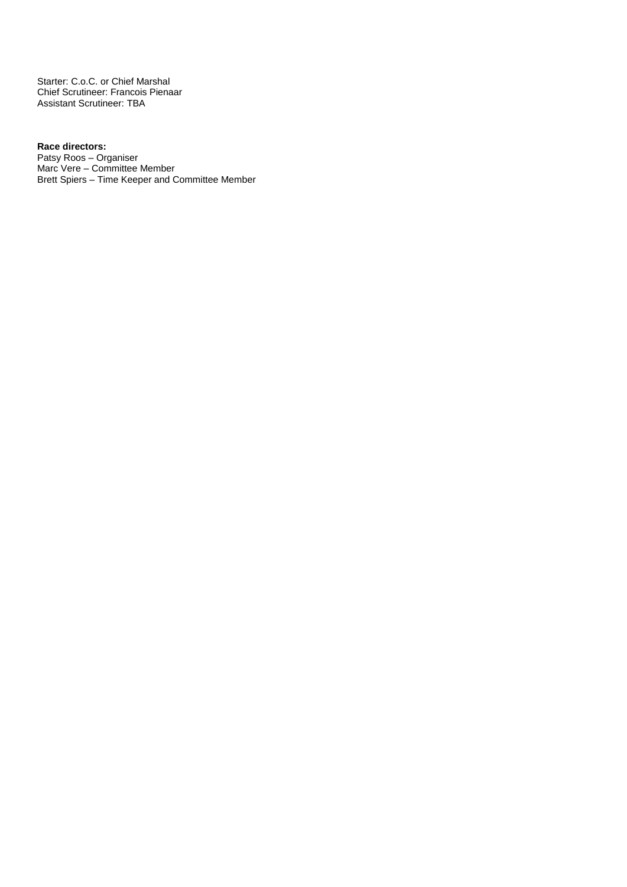Starter: C.o.C. or Chief Marshal
Chief Scrutineer: Francois Pienaar
Assistant Scrutineer: TBA

**Race directors:**
Patsy Roos – Organiser
Marc Vere – Committee Member
Brett Spiers – Time Keeper and Committee Member